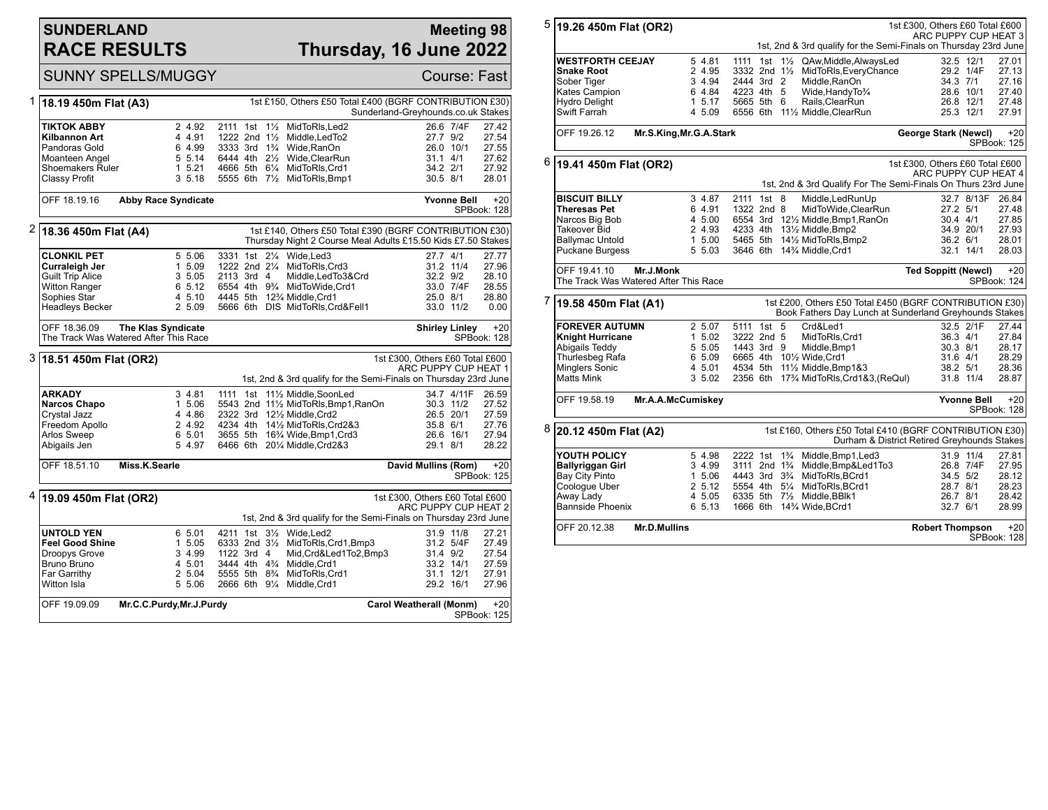# SUNDERLAND RACE RESULTS

## Meeting 98 — Thursday, 16 June 2022

SUNNY SPELLS/MUGGY — Course: Fast

### 1 — 18.19 450m Flat (A3)

1st £150, Others £50 Total £400 (BGRF CONTRIBUTION £30) Sunderland-Greyhounds.co.uk Stakes

| Greyhound | Trap | Sect | Bends | Pos | Dist | Comment | Wt | SP | Time |
|---|---|---|---|---|---|---|---|---|---|
| **TIKTOK ABBY** | 2 | 4.92 | 2111 | 1st | 1½ | MidToRls,Led2 | 26.6 | 7/4F | 27.42 |
| **Kilbannon Art** | 4 | 4.91 | 1222 | 2nd | 1½ | Middle,LedTo2 | 27.7 | 9/2 | 27.54 |
| Pandoras Gold | 6 | 4.99 | 3333 | 3rd | 1¾ | Wide,RanOn | 26.0 | 10/1 | 27.55 |
| Moanteen Angel | 5 | 5.14 | 6444 | 4th | 2½ | Wide,ClearRun | 31.1 | 4/1 | 27.62 |
| Shoemakers Ruler | 1 | 5.21 | 4666 | 5th | 6¼ | MidToRls,Crd1 | 34.2 | 2/1 | 27.92 |
| Classy Profit | 3 | 5.18 | 5555 | 6th | 7½ | MidToRls,Bmp1 | 30.5 | 8/1 | 28.01 |

OFF 18.19.16 — **Abby Race Syndicate** — **Yvonne Bell** +20 — SPBook: 128

### 2 — 18.36 450m Flat (A4)

1st £140, Others £50 Total £390 (BGRF CONTRIBUTION £30) Thursday Night 2 Course Meal Adults £15.50 Kids £7.50 Stakes

| Greyhound | Trap | Sect | Bends | Pos | Dist | Comment | Wt | SP | Time |
|---|---|---|---|---|---|---|---|---|---|
| **CLONKIL PET** | 5 | 5.06 | 3331 | 1st | 2¼ | Wide,Led3 | 27.7 | 4/1 | 27.77 |
| **Curraleigh Jer** | 1 | 5.09 | 1222 | 2nd | 2¼ | MidToRls,Crd3 | 31.2 | 11/4 | 27.96 |
| Guilt Trip Alice | 3 | 5.05 | 2113 | 3rd | 4 | Middle,LedTo3&Crd | 32.2 | 9/2 | 28.10 |
| Witton Ranger | 6 | 5.12 | 6554 | 4th | 9¾ | MidToWide,Crd1 | 33.0 | 7/4F | 28.55 |
| Sophies Star | 4 | 5.10 | 4445 | 5th | 12¾ | Middle,Crd1 | 25.0 | 8/1 | 28.80 |
| Headleys Becker | 2 | 5.09 | 5666 | 6th | DIS | MidToRls,Crd&Fell1 | 33.0 | 11/2 | 0.00 |

OFF 18.36.09 — **The Klas Syndicate** — **Shirley Linley** +20 — SPBook: 128
The Track Was Watered After This Race

### 3 — 18.51 450m Flat (OR2)

1st £300, Others £60 Total £600 ARC PUPPY CUP HEAT 1
1st, 2nd & 3rd qualify for the Semi-Finals on Thursday 23rd June

| Greyhound | Trap | Sect | Bends | Pos | Dist | Comment | Wt | SP | Time |
|---|---|---|---|---|---|---|---|---|---|
| **ARKADY** | 3 | 4.81 | 1111 | 1st | 11½ | Middle,SoonLed | 34.7 | 4/11F | 26.59 |
| **Narcos Chapo** | 1 | 5.06 | 5543 | 2nd | 11½ | MidToRls,Bmp1,RanOn | 30.3 | 11/2 | 27.52 |
| Crystal Jazz | 4 | 4.86 | 2322 | 3rd | 12½ | Middle,Crd2 | 26.5 | 20/1 | 27.59 |
| Freedom Apollo | 2 | 4.92 | 4234 | 4th | 14½ | MidToRls,Crd2&3 | 35.8 | 6/1 | 27.76 |
| Arlos Sweep | 6 | 5.01 | 3655 | 5th | 16¾ | Wide,Bmp1,Crd3 | 26.6 | 16/1 | 27.94 |
| Abigails Jen | 5 | 4.97 | 6466 | 6th | 20¼ | Middle,Crd2&3 | 29.1 | 8/1 | 28.22 |

OFF 18.51.10 — **Miss.K.Searle** — **David Mullins (Rom)** +20 — SPBook: 125

### 4 — 19.09 450m Flat (OR2)

1st £300, Others £60 Total £600 ARC PUPPY CUP HEAT 2
1st, 2nd & 3rd qualify for the Semi-Finals on Thursday 23rd June

| Greyhound | Trap | Sect | Bends | Pos | Dist | Comment | Wt | SP | Time |
|---|---|---|---|---|---|---|---|---|---|
| **UNTOLD YEN** | 6 | 5.01 | 4211 | 1st | 3½ | Wide,Led2 | 31.9 | 11/8 | 27.21 |
| **Feel Good Shine** | 1 | 5.05 | 6333 | 2nd | 3½ | MidToRls,Crd1,Bmp3 | 31.2 | 5/4F | 27.49 |
| Droopys Grove | 3 | 4.99 | 1122 | 3rd | 4 | Mid,Crd&Led1To2,Bmp3 | 31.4 | 9/2 | 27.54 |
| Bruno Bruno | 4 | 5.01 | 3444 | 4th | 4¾ | Middle,Crd1 | 33.2 | 14/1 | 27.59 |
| Far Garrithy | 2 | 5.04 | 5555 | 5th | 8¾ | MidToRls,Crd1 | 31.1 | 12/1 | 27.91 |
| Witton Isla | 5 | 5.06 | 2666 | 6th | 9¼ | Middle,Crd1 | 29.2 | 16/1 | 27.96 |

OFF 19.09.09 — **Mr.C.C.Purdy,Mr.J.Purdy** — **Carol Weatherall (Monm)** +20 — SPBook: 125

### 5 — 19.26 450m Flat (OR2)

1st £300, Others £60 Total £600 ARC PUPPY CUP HEAT 3
1st, 2nd & 3rd qualify for the Semi-Finals on Thursday 23rd June

| Greyhound | Trap | Sect | Bends | Pos | Dist | Comment | Wt | SP | Time |
|---|---|---|---|---|---|---|---|---|---|
| **WESTFORTH CEEJAY** | 5 | 4.81 | 1111 | 1st | 1½ | QAw,Middle,AlwaysLed | 32.5 | 12/1 | 27.01 |
| **Snake Root** | 2 | 4.95 | 3332 | 2nd | 1½ | MidToRls,EveryChance | 29.2 | 1/4F | 27.13 |
| Sober Tiger | 3 | 4.94 | 2444 | 3rd | 2 | Middle,RanOn | 34.3 | 7/1 | 27.16 |
| Kates Campion | 6 | 4.84 | 4223 | 4th | 5 | Wide,HandyTo¾ | 28.6 | 10/1 | 27.40 |
| Hydro Delight | 1 | 5.17 | 5665 | 5th | 6 | Rails,ClearRun | 26.8 | 12/1 | 27.48 |
| Swift Farrah | 4 | 5.09 | 6556 | 6th | 11½ | Middle,ClearRun | 25.3 | 12/1 | 27.91 |

OFF 19.26.12 — **Mr.S.King,Mr.G.A.Stark** — **George Stark (Newcl)** +20 — SPBook: 125

### 6 — 19.41 450m Flat (OR2)

1st £300, Others £60 Total £600 ARC PUPPY CUP HEAT 4
1st, 2nd & 3rd Qualify For The Semi-Finals On Thurs 23rd June

| Greyhound | Trap | Sect | Bends | Pos | Dist | Comment | Wt | SP | Time |
|---|---|---|---|---|---|---|---|---|---|
| **BISCUIT BILLY** | 3 | 4.87 | 2111 | 1st | 8 | Middle,LedRunUp | 32.7 | 8/13F | 26.84 |
| **Theresas Pet** | 6 | 4.91 | 1322 | 2nd | 8 | MidToWide,ClearRun | 27.2 | 5/1 | 27.48 |
| Narcos Big Bob | 4 | 5.00 | 6554 | 3rd | 12½ | Middle,Bmp1,RanOn | 30.4 | 4/1 | 27.85 |
| Takeover Bid | 2 | 4.93 | 4233 | 4th | 13½ | Middle,Bmp2 | 34.9 | 20/1 | 27.93 |
| Ballymac Untold | 1 | 5.00 | 5465 | 5th | 14½ | MidToRls,Bmp2 | 36.2 | 6/1 | 28.01 |
| Puckane Burgess | 5 | 5.03 | 3646 | 6th | 14¾ | Middle,Crd1 | 32.1 | 14/1 | 28.03 |

OFF 19.41.10 — **Mr.J.Monk** — **Ted Soppitt (Newcl)** +20 — SPBook: 124
The Track Was Watered After This Race

### 7 — 19.58 450m Flat (A1)

1st £200, Others £50 Total £450 (BGRF CONTRIBUTION £30) Book Fathers Day Lunch at Sunderland Greyhounds Stakes

| Greyhound | Trap | Sect | Bends | Pos | Dist | Comment | Wt | SP | Time |
|---|---|---|---|---|---|---|---|---|---|
| **FOREVER AUTUMN** | 2 | 5.07 | 5111 | 1st | 5 | Crd&Led1 | 32.5 | 2/1F | 27.44 |
| **Knight Hurricane** | 1 | 5.02 | 3222 | 2nd | 5 | MidToRls,Crd1 | 36.3 | 4/1 | 27.84 |
| Abigails Teddy | 5 | 5.05 | 1443 | 3rd | 9 | Middle,Bmp1 | 30.3 | 8/1 | 28.17 |
| Thurlesbeg Rafa | 6 | 5.09 | 6665 | 4th | 10½ | Wide,Crd1 | 31.6 | 4/1 | 28.29 |
| Minglers Sonic | 4 | 5.01 | 4534 | 5th | 11½ | Middle,Bmp1&3 | 38.2 | 5/1 | 28.36 |
| Matts Mink | 3 | 5.02 | 2356 | 6th | 17¾ | MidToRls,Crd1&3,(ReQul) | 31.8 | 11/4 | 28.87 |

OFF 19.58.19 — **Mr.A.A.McCumiskey** — **Yvonne Bell** +20 — SPBook: 128

### 8 — 20.12 450m Flat (A2)

1st £160, Others £50 Total £410 (BGRF CONTRIBUTION £30) Durham & District Retired Greyhounds Stakes

| Greyhound | Trap | Sect | Bends | Pos | Dist | Comment | Wt | SP | Time |
|---|---|---|---|---|---|---|---|---|---|
| **YOUTH POLICY** | 5 | 4.98 | 2222 | 1st | 1¾ | Middle,Bmp1,Led3 | 31.9 | 11/4 | 27.81 |
| **Ballyriggan Girl** | 3 | 4.99 | 3111 | 2nd | 1¾ | Middle,Bmp&Led1To3 | 26.8 | 7/4F | 27.95 |
| Bay City Pinto | 1 | 5.06 | 4443 | 3rd | 3¾ | MidToRls,BCrd1 | 34.5 | 5/2 | 28.12 |
| Coologue Uber | 2 | 5.12 | 5554 | 4th | 5¼ | MidToRls,BCrd1 | 28.7 | 8/1 | 28.23 |
| Away Lady | 4 | 5.05 | 6335 | 5th | 7½ | Middle,BBlk1 | 26.7 | 8/1 | 28.42 |
| Bannside Phoenix | 6 | 5.13 | 1666 | 6th | 14¾ | Wide,BCrd1 | 32.7 | 6/1 | 28.99 |

OFF 20.12.38 — **Mr.D.Mullins** — **Robert Thompson** +20 — SPBook: 128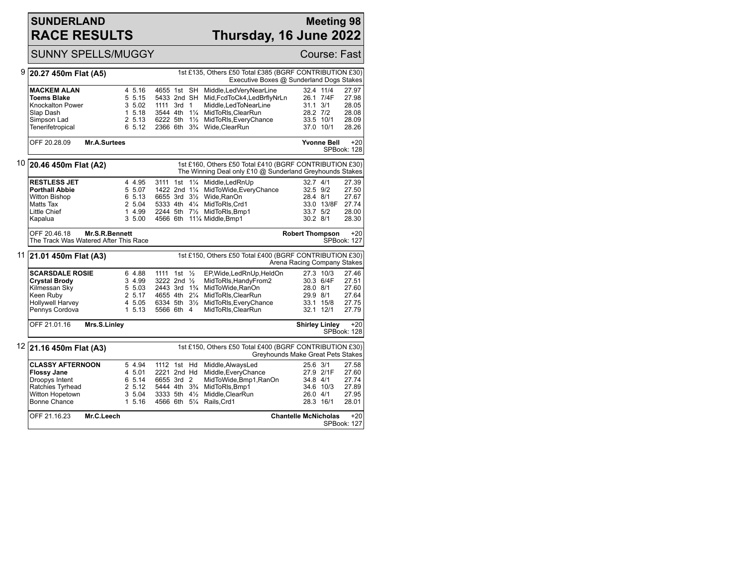# SUNDERLAND RACE RESULTS

## Meeting 98 Thursday, 16 June 2022

SUNNY SPELLS/MUGGY — Course: Fast

### 9 — 20.27 450m Flat (A5)

1st £135, Others £50 Total £385 (BGRF CONTRIBUTION £30)
Executive Boxes @ Sunderland Dogs Stakes

| | | | | | | | | | |
|---|---|---|---|---|---|---|---|---|---|
| **MACKEM ALAN** | 4 | 5.16 | 4655 | 1st | SH | Middle,LedVeryNearLine | 32.4 | 11/4 | 27.97 |
| **Toems Blake** | 5 | 5.15 | 5433 | 2nd | SH | Mid,FcdToCk4,LedBrflyNrLn | 26.1 | 7/4F | 27.98 |
| Knockalton Power | 3 | 5.02 | 1111 | 3rd | 1 | Middle,LedToNearLine | 31.1 | 3/1 | 28.05 |
| Slap Dash | 1 | 5.18 | 3544 | 4th | 1¼ | MidToRls,ClearRun | 28.2 | 7/2 | 28.08 |
| Simpson Lad | 2 | 5.13 | 6222 | 5th | 1½ | MidToRls,EveryChance | 33.5 | 10/1 | 28.09 |
| Tenerifetropical | 6 | 5.12 | 2366 | 6th | 3¾ | Wide,ClearRun | 37.0 | 10/1 | 28.26 |

OFF 20.28.09 **Mr.A.Surtees** — **Yvonne Bell** +20 SPBook: 128

### 10 — 20.46 450m Flat (A2)

1st £160, Others £50 Total £410 (BGRF CONTRIBUTION £30)
The Winning Deal only £10 @ Sunderland Greyhounds Stakes

| | | | | | | | | | |
|---|---|---|---|---|---|---|---|---|---|
| **RESTLESS JET** | 4 | 4.95 | 3111 | 1st | 1¼ | Middle,LedRnUp | 32.7 | 4/1 | 27.39 |
| **Porthall Abbie** | 5 | 5.07 | 1422 | 2nd | 1¼ | MidToWide,EveryChance | 32.5 | 9/2 | 27.50 |
| Witton Bishop | 6 | 5.13 | 6655 | 3rd | 3½ | Wide,RanOn | 28.4 | 8/1 | 27.67 |
| Matts Tax | 2 | 5.04 | 5333 | 4th | 4¼ | MidToRls,Crd1 | 33.0 | 13/8F | 27.74 |
| Little Chief | 1 | 4.99 | 2244 | 5th | 7½ | MidToRls,Bmp1 | 33.7 | 5/2 | 28.00 |
| Kapalua | 3 | 5.00 | 4566 | 6th | 11¼ | Middle,Bmp1 | 30.2 | 8/1 | 28.30 |

OFF 20.46.18 **Mr.S.R.Bennett** — **Robert Thompson** +20 SPBook: 127
The Track Was Watered After This Race

### 11 — 21.01 450m Flat (A3)

1st £150, Others £50 Total £400 (BGRF CONTRIBUTION £30)
Arena Racing Company Stakes

| | | | | | | | | | |
|---|---|---|---|---|---|---|---|---|---|
| **SCARSDALE ROSIE** | 6 | 4.88 | 1111 | 1st | ½ | EP,Wide,LedRnUp,HeldOn | 27.3 | 10/3 | 27.46 |
| **Crystal Brody** | 3 | 4.99 | 3222 | 2nd | ½ | MidToRls,HandyFrom2 | 30.3 | 6/4F | 27.51 |
| Kilmessan Sky | 5 | 5.03 | 2443 | 3rd | 1¾ | MidToWide,RanOn | 28.0 | 8/1 | 27.60 |
| Keen Ruby | 2 | 5.17 | 4655 | 4th | 2¼ | MidToRls,ClearRun | 29.9 | 8/1 | 27.64 |
| Hollywell Harvey | 4 | 5.05 | 6334 | 5th | 3½ | MidToRls,EveryChance | 33.1 | 15/8 | 27.75 |
| Pennys Cordova | 1 | 5.13 | 5566 | 6th | 4 | MidToRls,ClearRun | 32.1 | 12/1 | 27.79 |

OFF 21.01.16 **Mrs.S.Linley** — **Shirley Linley** +20 SPBook: 128

### 12 — 21.16 450m Flat (A3)

1st £150, Others £50 Total £400 (BGRF CONTRIBUTION £30)
Greyhounds Make Great Pets Stakes

| | | | | | | | | | |
|---|---|---|---|---|---|---|---|---|---|
| **CLASSY AFTERNOON** | 5 | 4.94 | 1112 | 1st | Hd | Middle,AlwaysLed | 25.6 | 3/1 | 27.58 |
| **Flossy Jane** | 4 | 5.01 | 2221 | 2nd | Hd | Middle,EveryChance | 27.9 | 2/1F | 27.60 |
| Droopys Intent | 6 | 5.14 | 6655 | 3rd | 2 | MidToWide,Bmp1,RanOn | 34.8 | 4/1 | 27.74 |
| Ratchies Tyrhead | 2 | 5.12 | 5444 | 4th | 3¾ | MidToRls,Bmp1 | 34.6 | 10/3 | 27.89 |
| Witton Hopetown | 3 | 5.04 | 3333 | 5th | 4½ | Middle,ClearRun | 26.0 | 4/1 | 27.95 |
| Bonne Chance | 1 | 5.16 | 4566 | 6th | 5¼ | Rails,Crd1 | 28.3 | 16/1 | 28.01 |

OFF 21.16.23 **Mr.C.Leech** — **Chantelle McNicholas** +20 SPBook: 127